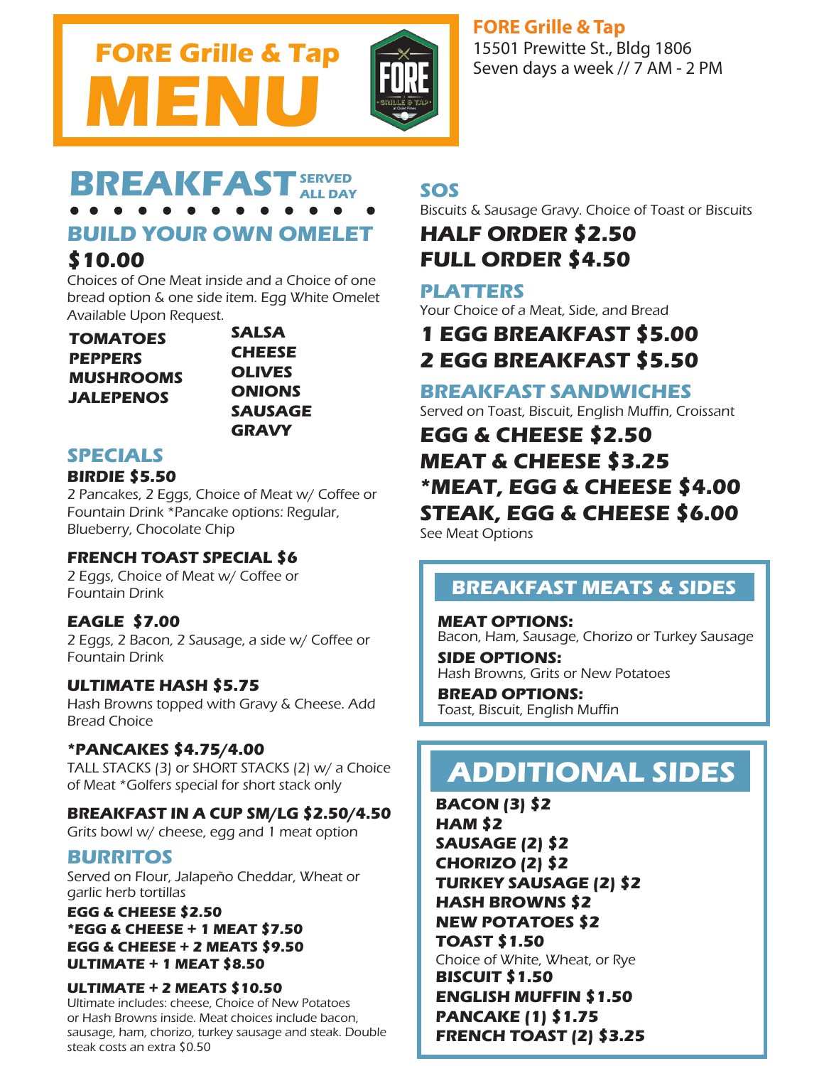# FORE Grille & Tap MENU

**FORE Grille & Tap**
15501 Prewitte St., Bldg 1806
Seven days a week // 7 AM - 2 PM

## BREAKFAST SERVED ALL DAY

### BUILD YOUR OWN OMELET

**$10.00**

Choices of One Meat inside and a Choice of one bread option & one side item. Egg White Omelet Available Upon Request.

**TOMATOES**
**PEPPERS**
**MUSHROOMS**
**JALEPENOS**
**SALSA**
**CHEESE**
**OLIVES**
**ONIONS**
**SAUSAGE**
**GRAVY**

### SPECIALS

**BIRDIE $5.50**
2 Pancakes, 2 Eggs, Choice of Meat w/ Coffee or Fountain Drink *Pancake options: Regular, Blueberry, Chocolate Chip

**FRENCH TOAST SPECIAL $6**
2 Eggs, Choice of Meat w/ Coffee or Fountain Drink

**EAGLE $7.00**
2 Eggs, 2 Bacon, 2 Sausage, a side w/ Coffee or Fountain Drink

**ULTIMATE HASH $5.75**
Hash Browns topped with Gravy & Cheese. Add Bread Choice

***PANCAKES $4.75/4.00**
TALL STACKS (3) or SHORT STACKS (2) w/ a Choice of Meat *Golfers special for short stack only

**BREAKFAST IN A CUP SM/LG $2.50/4.50**
Grits bowl w/ cheese, egg and 1 meat option

### BURRITOS

Served on Flour, Jalapeño Cheddar, Wheat or garlic herb tortillas

**EGG & CHEESE $2.50**
***EGG & CHEESE + 1 MEAT $7.50**
**EGG & CHEESE + 2 MEATS $9.50**
**ULTIMATE + 1 MEAT $8.50**

**ULTIMATE + 2 MEATS $10.50**
Ultimate includes: cheese, Choice of New Potatoes or Hash Browns inside. Meat choices include bacon, sausage, ham, chorizo, turkey sausage and steak. Double steak costs an extra $0.50

### SOS

Biscuits & Sausage Gravy. Choice of Toast or Biscuits

**HALF ORDER $2.50**
**FULL ORDER $4.50**

### PLATTERS

Your Choice of a Meat, Side, and Bread

**1 EGG BREAKFAST $5.00**
**2 EGG BREAKFAST $5.50**

### BREAKFAST SANDWICHES

Served on Toast, Biscuit, English Muffin, Croissant

**EGG & CHEESE $2.50**
**MEAT & CHEESE $3.25**
***MEAT, EGG & CHEESE $4.00**
**STEAK, EGG & CHEESE $6.00**

See Meat Options

### BREAKFAST MEATS & SIDES

**MEAT OPTIONS:**
Bacon, Ham, Sausage, Chorizo or Turkey Sausage

**SIDE OPTIONS:**
Hash Browns, Grits or New Potatoes

**BREAD OPTIONS:**
Toast, Biscuit, English Muffin

### ADDITIONAL SIDES

**BACON (3) $2**
**HAM $2**
**SAUSAGE (2) $2**
**CHORIZO (2) $2**
**TURKEY SAUSAGE (2) $2**
**HASH BROWNS $2**
**NEW POTATOES $2**
**TOAST $1.50**
Choice of White, Wheat, or Rye
**BISCUIT $1.50**
**ENGLISH MUFFIN $1.50**
**PANCAKE (1) $1.75**
**FRENCH TOAST (2) $3.25**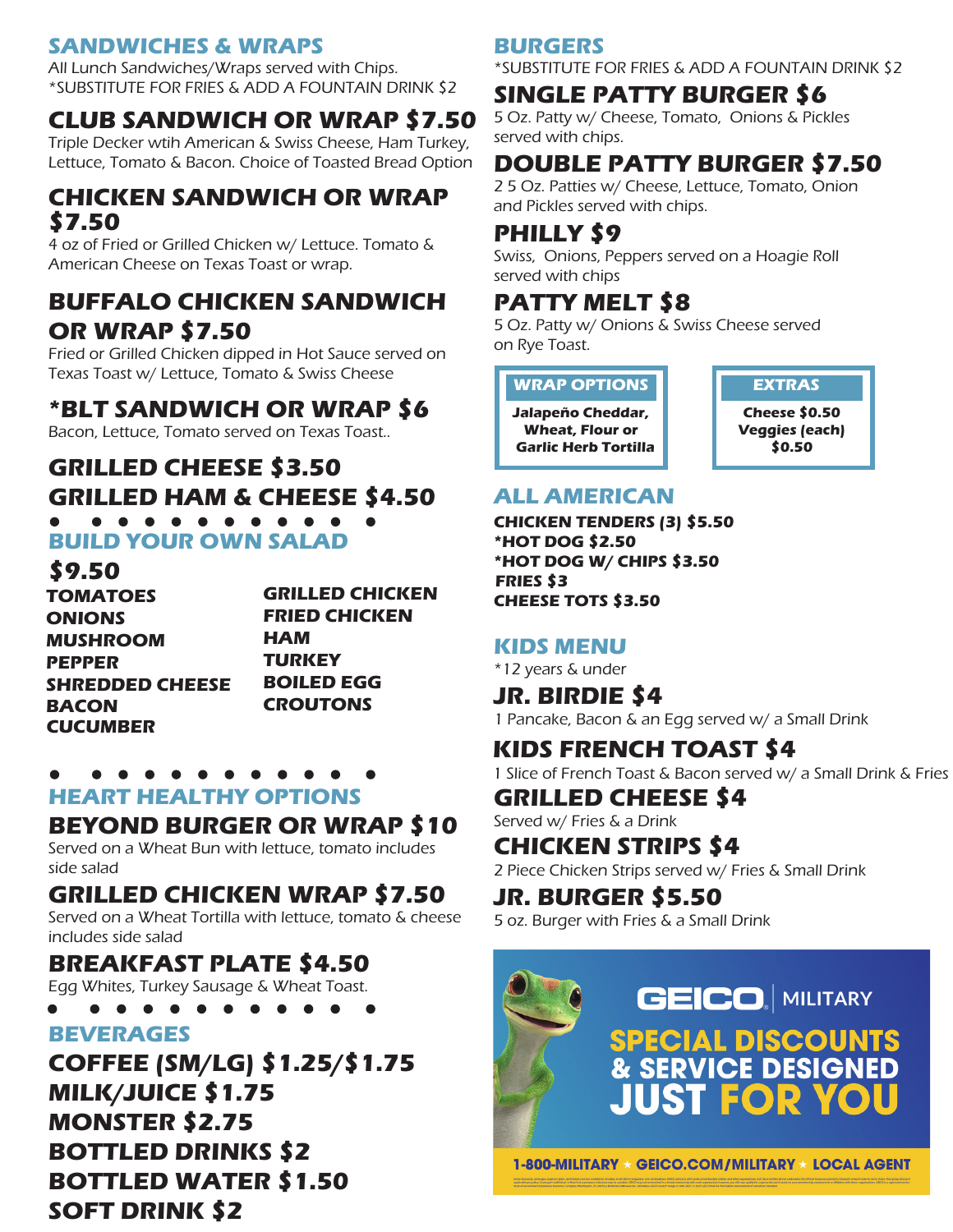## SANDWICHES & WRAPS

All Lunch Sandwiches/Wraps served with Chips.
*SUBSTITUTE FOR FRIES & ADD A FOUNTAIN DRINK $2

### CLUB SANDWICH OR WRAP $7.50

Triple Decker wtih American & Swiss Cheese, Ham Turkey, Lettuce, Tomato & Bacon. Choice of Toasted Bread Option

### CHICKEN SANDWICH OR WRAP $7.50

4 oz of Fried or Grilled Chicken w/ Lettuce. Tomato & American Cheese on Texas Toast or wrap.

### BUFFALO CHICKEN SANDWICH OR WRAP $7.50

Fried or Grilled Chicken dipped in Hot Sauce served on Texas Toast w/ Lettuce, Tomato & Swiss Cheese

### *BLT SANDWICH OR WRAP $6

Bacon, Lettuce, Tomato served on Texas Toast..

### GRILLED CHEESE $3.50

### GRILLED HAM & CHEESE $4.50

## BUILD YOUR OWN SALAD

### $9.50

- TOMATOES
- ONIONS
- MUSHROOM
- PEPPER
- SHREDDED CHEESE
- BACON
- CUCUMBER
- GRILLED CHICKEN
- FRIED CHICKEN
- HAM
- TURKEY
- BOILED EGG
- CROUTONS

## HEART HEALTHY OPTIONS

### BEYOND BURGER OR WRAP $10

Served on a Wheat Bun with lettuce, tomato includes side salad

### GRILLED CHICKEN WRAP $7.50

Served on a Wheat Tortilla with lettuce, tomato & cheese includes side salad

### BREAKFAST PLATE $4.50

Egg Whites, Turkey Sausage & Wheat Toast.

## BEVERAGES

**COFFEE (SM/LG) $1.25/$1.75**
**MILK/JUICE $1.75**
**MONSTER $2.75**
**BOTTLED DRINKS $2**
**BOTTLED WATER $1.50**
**SOFT DRINK $2**

## BURGERS

*SUBSTITUTE FOR FRIES & ADD A FOUNTAIN DRINK $2

### SINGLE PATTY BURGER $6

5 Oz. Patty w/ Cheese, Tomato, Onions & Pickles served with chips.

### DOUBLE PATTY BURGER $7.50

2 5 Oz. Patties w/ Cheese, Lettuce, Tomato, Onion and Pickles served with chips.

### PHILLY $9

Swiss, Onions, Peppers served on a Hoagie Roll served with chips

### PATTY MELT $8

5 Oz. Patty w/ Onions & Swiss Cheese served on Rye Toast.

**WRAP OPTIONS**
Jalapeño Cheddar, Wheat, Flour or Garlic Herb Tortilla

**EXTRAS**
Cheese $0.50
Veggies (each) $0.50

## ALL AMERICAN

**CHICKEN TENDERS (3) $5.50**
***HOT DOG $2.50**
***HOT DOG W/ CHIPS $3.50**
**FRIES $3**
**CHEESE TOTS $3.50**

## KIDS MENU

*12 years & under

### JR. BIRDIE $4

1 Pancake, Bacon & an Egg served w/ a Small Drink

### KIDS FRENCH TOAST $4

1 Slice of French Toast & Bacon served w/ a Small Drink & Fries

### GRILLED CHEESE $4

Served w/ Fries & a Drink

### CHICKEN STRIPS $4

2 Piece Chicken Strips served w/ Fries & Small Drink

### JR. BURGER $5.50

5 oz. Burger with Fries & a Small Drink

GEICO | MILITARY

SPECIAL DISCOUNTS & SERVICE DESIGNED JUST FOR YOU

1-800-MILITARY ★ GEICO.COM/MILITARY ★ LOCAL AGENT